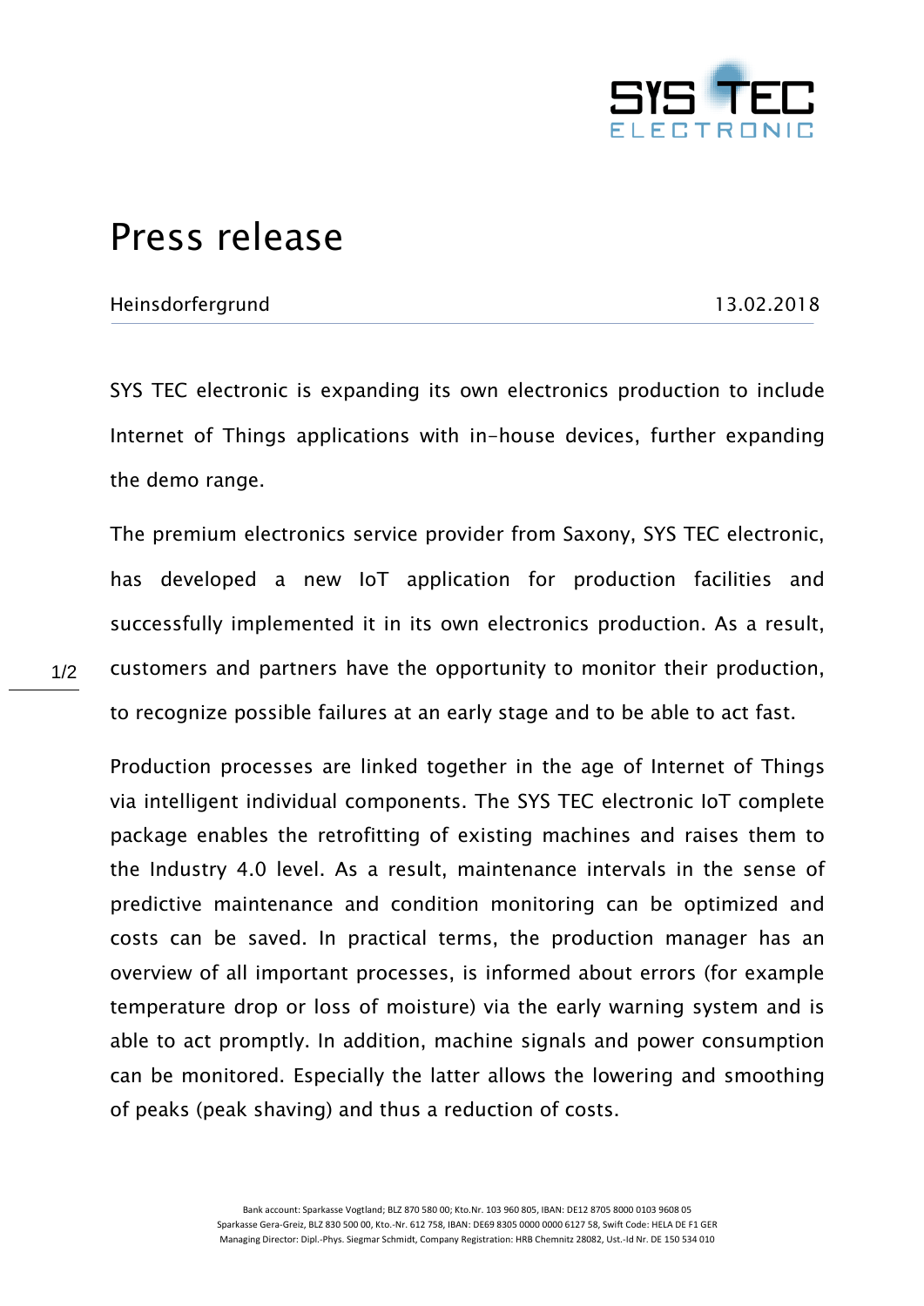# Press release

Heinsdorfergrund 13.02.2018

SYS TEC electronic is expanding its own electronics production to include Internet of Things applications with in-house devices, further expanding the demo range.

The premium electronics service provider from Saxony, SYS TEC electronic, has developed a new IoT application for production facilities and successfully implemented it in its own electronics production. As a result, customers and partners have the opportunity to monitor their production, to recognize possible failures at an early stage and to be able to act fast.

Production processes are linked together in the age of Internet of Things via intelligent individual components. The SYS TEC electronic IoT complete package enables the retrofitting of existing machines and raises them to the Industry 4.0 level. As a result, maintenance intervals in the sense of predictive maintenance and condition monitoring can be optimized and costs can be saved. In practical terms, the production manager has an overview of all important processes, is informed about errors (for example temperature drop or loss of moisture) via the early warning system and is able to act promptly. In addition, machine signals and power consumption can be monitored. Especially the latter allows the lowering and smoothing of peaks (peak shaving) and thus a reduction of costs.

Bank account: Sparkasse Vogtland; BLZ 870 580 00; Kto.Nr. 103 960 805, IBAN: DE12 8705 8000 0103 9608 05
Sparkasse Gera-Greiz, BLZ 830 500 00, Kto.-Nr. 612 758, IBAN: DE69 8305 0000 0000 6127 58, Swift Code: HELA DE F1 GER
Managing Director: Dipl.-Phys. Siegmar Schmidt, Company Registration: HRB Chemnitz 28082, Ust.-Id Nr. DE 150 534 010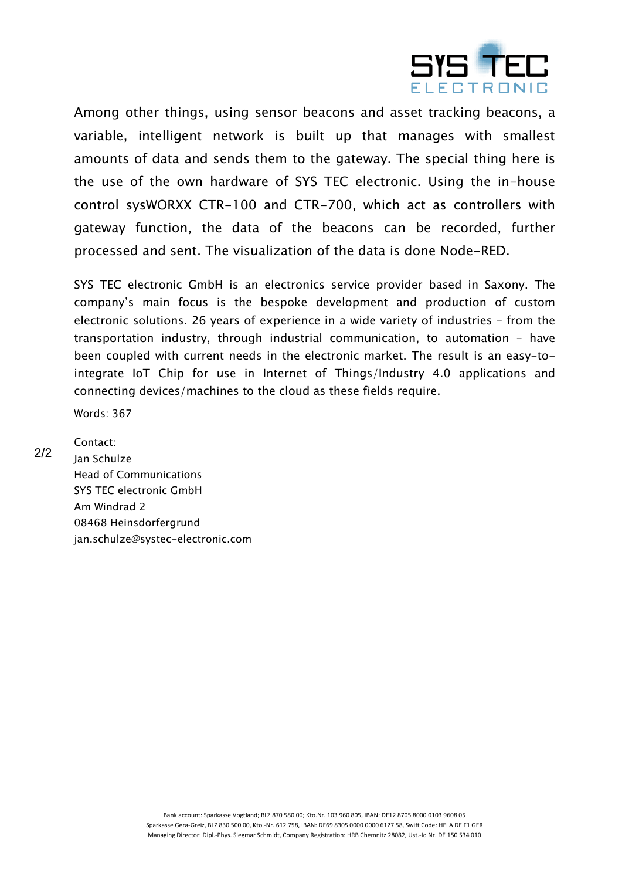Among other things, using sensor beacons and asset tracking beacons, a variable, intelligent network is built up that manages with smallest amounts of data and sends them to the gateway. The special thing here is the use of the own hardware of SYS TEC electronic. Using the in-house control sysWORXX CTR-100 and CTR-700, which act as controllers with gateway function, the data of the beacons can be recorded, further processed and sent. The visualization of the data is done Node-RED.

SYS TEC electronic GmbH is an electronics service provider based in Saxony. The company's main focus is the bespoke development and production of custom electronic solutions. 26 years of experience in a wide variety of industries – from the transportation industry, through industrial communication, to automation – have been coupled with current needs in the electronic market. The result is an easy-to-integrate IoT Chip for use in Internet of Things/Industry 4.0 applications and connecting devices/machines to the cloud as these fields require.

Words: 367

Contact:
Jan Schulze
Head of Communications
SYS TEC electronic GmbH
Am Windrad 2
08468 Heinsdorfergrund
jan.schulze@systec-electronic.com

Bank account: Sparkasse Vogtland; BLZ 870 580 00; Kto.Nr. 103 960 805, IBAN: DE12 8705 8000 0103 9608 05
Sparkasse Gera-Greiz, BLZ 830 500 00, Kto.-Nr. 612 758, IBAN: DE69 8305 0000 0000 6127 58, Swift Code: HELA DE F1 GER
Managing Director: Dipl.-Phys. Siegmar Schmidt, Company Registration: HRB Chemnitz 28082, Ust.-Id Nr. DE 150 534 010